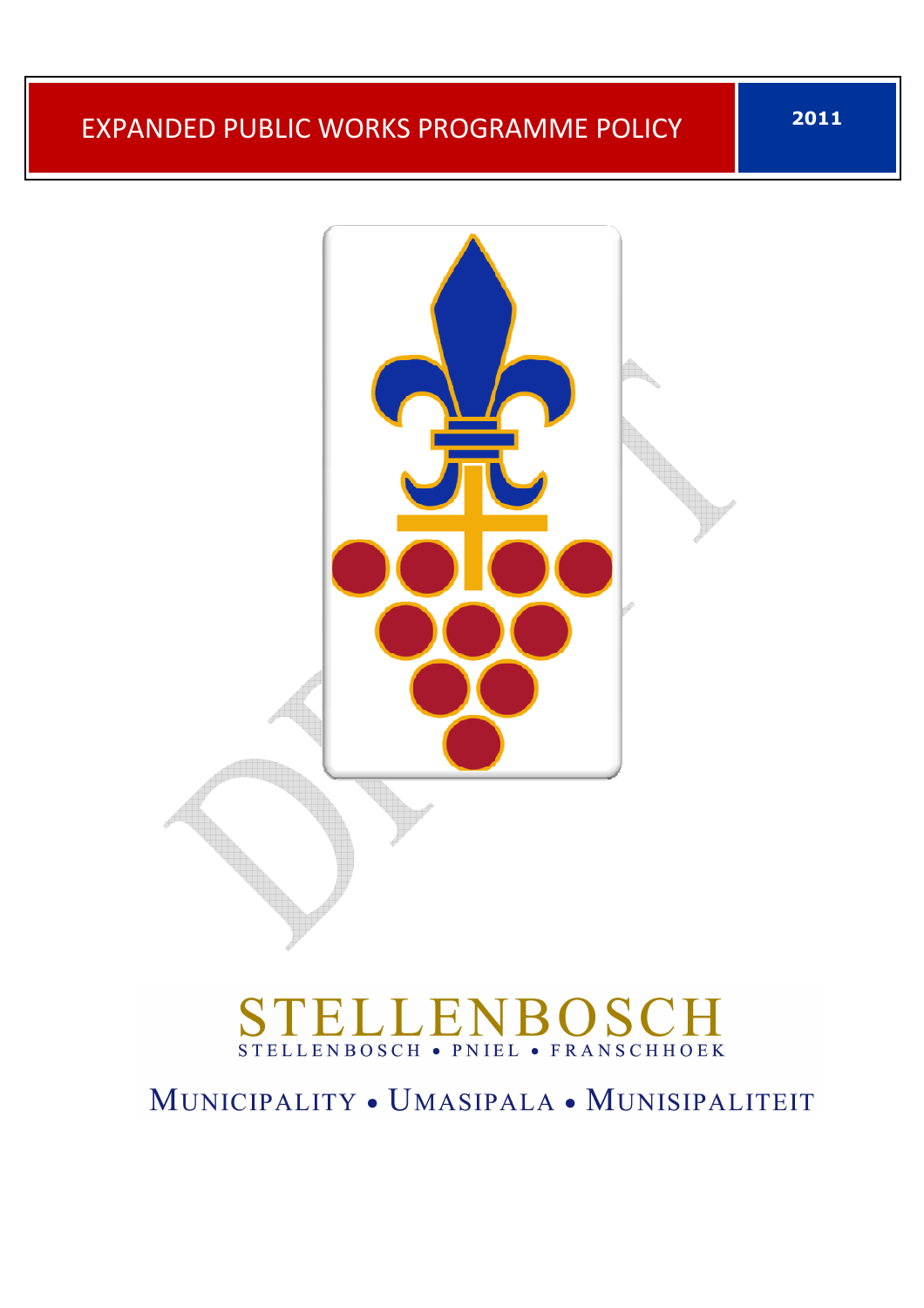# EXPANDED PUBLIC WORKS PROGRAMME POLICY

2011

STELLENBOSCH

STELLENBOSCH • PNIEL • FRANSCHHOEK

MUNICIPALITY • UMASIPALA • MUNISIPALITEIT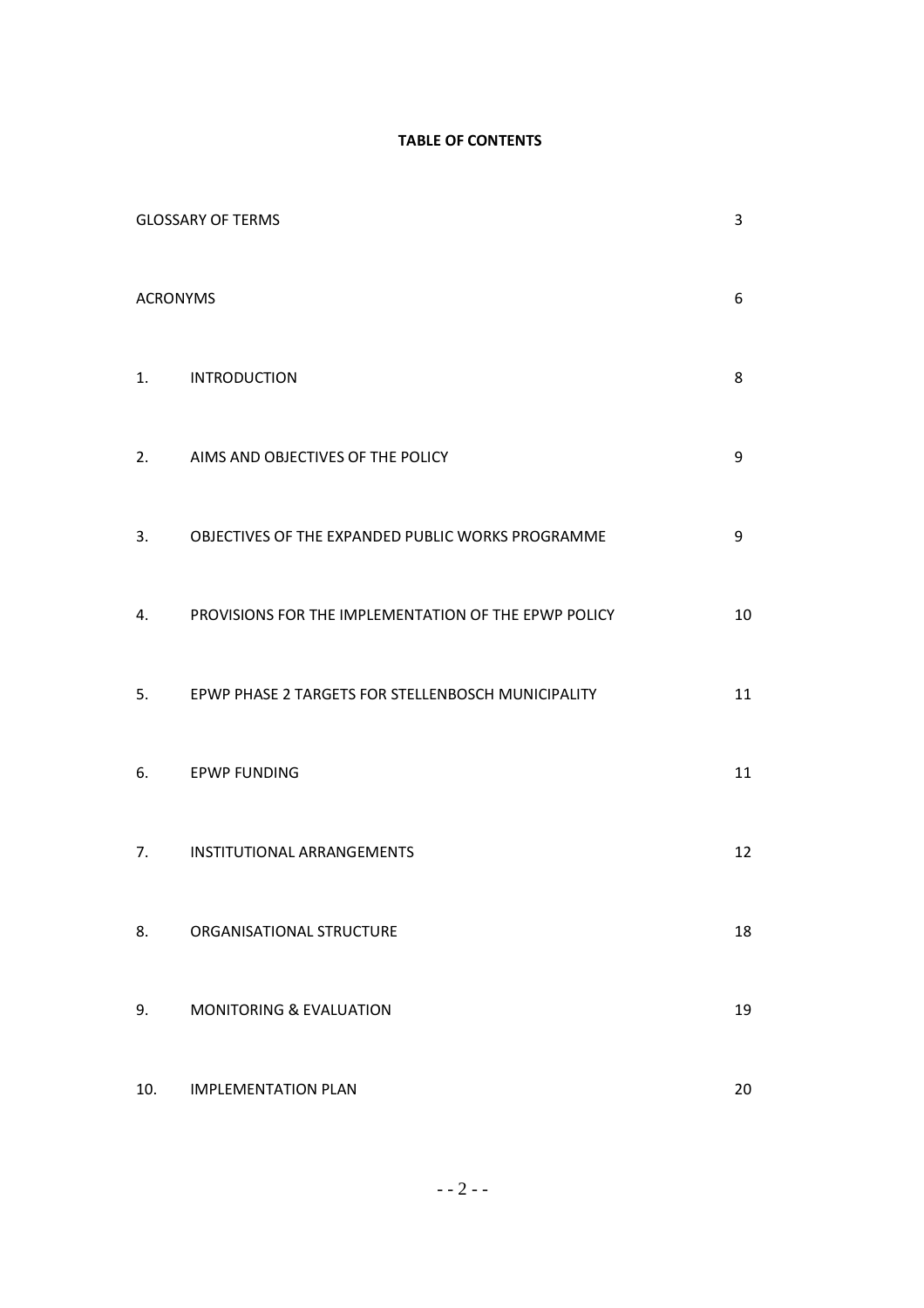**TABLE OF CONTENTS**

| | | |
|---|---|---|
| GLOSSARY OF TERMS | | 3 |
| ACRONYMS | | 6 |
| 1. | INTRODUCTION | 8 |
| 2. | AIMS AND OBJECTIVES OF THE POLICY | 9 |
| 3. | OBJECTIVES OF THE EXPANDED PUBLIC WORKS PROGRAMME | 9 |
| 4. | PROVISIONS FOR THE IMPLEMENTATION OF THE EPWP POLICY | 10 |
| 5. | EPWP PHASE 2 TARGETS FOR STELLENBOSCH MUNICIPALITY | 11 |
| 6. | EPWP FUNDING | 11 |
| 7. | INSTITUTIONAL ARRANGEMENTS | 12 |
| 8. | ORGANISATIONAL STRUCTURE | 18 |
| 9. | MONITORING & EVALUATION | 19 |
| 10. | IMPLEMENTATION PLAN | 20 |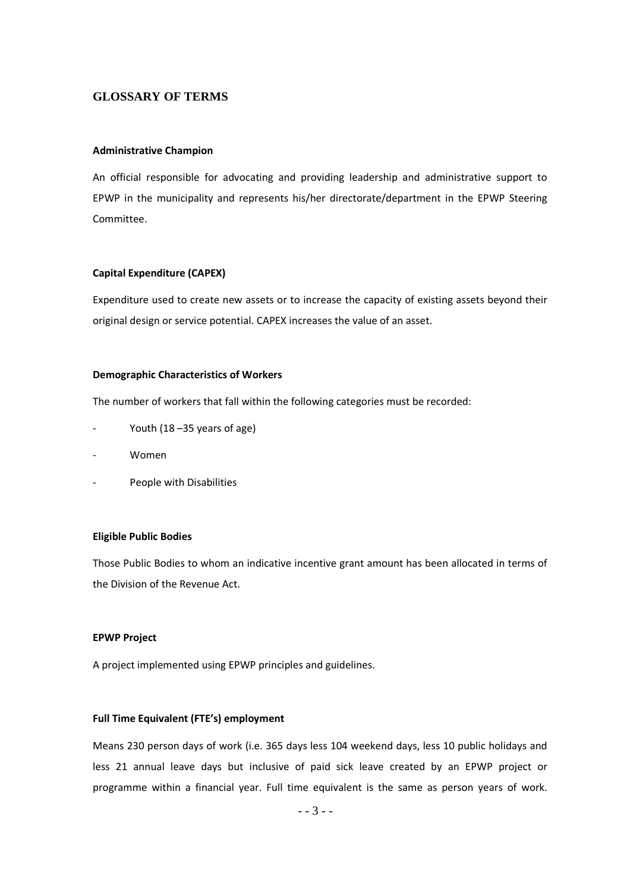## GLOSSARY OF TERMS

**Administrative Champion**

An official responsible for advocating and providing leadership and administrative support to EPWP in the municipality and represents his/her directorate/department in the EPWP Steering Committee.

**Capital Expenditure (CAPEX)**

Expenditure used to create new assets or to increase the capacity of existing assets beyond their original design or service potential. CAPEX increases the value of an asset.

**Demographic Characteristics of Workers**

The number of workers that fall within the following categories must be recorded:

- Youth (18 –35 years of age)
- Women
- People with Disabilities

**Eligible Public Bodies**

Those Public Bodies to whom an indicative incentive grant amount has been allocated in terms of the Division of the Revenue Act.

**EPWP Project**

A project implemented using EPWP principles and guidelines.

**Full Time Equivalent (FTE's) employment**

Means 230 person days of work (i.e. 365 days less 104 weekend days, less 10 public holidays and less 21 annual leave days but inclusive of paid sick leave created by an EPWP project or programme within a financial year. Full time equivalent is the same as person years of work.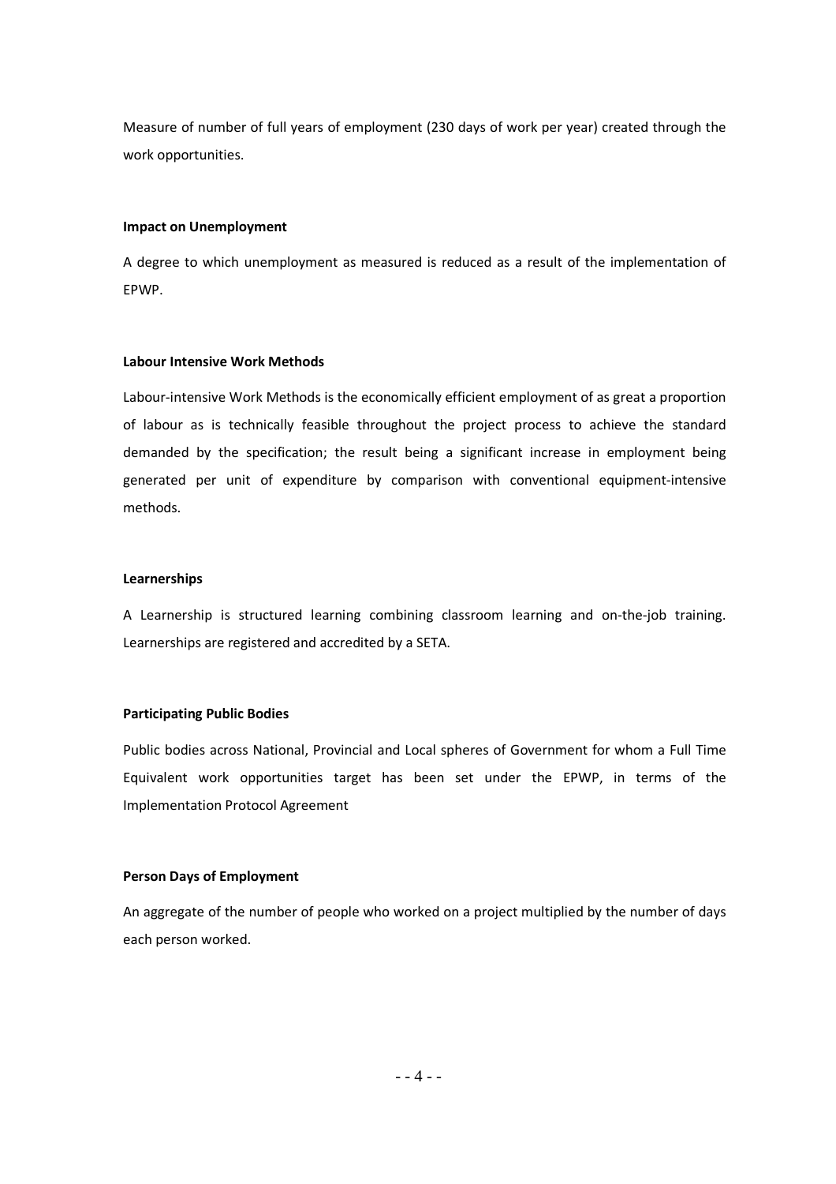Measure of number of full years of employment (230 days of work per year) created through the work opportunities.

**Impact on Unemployment**

A degree to which unemployment as measured is reduced as a result of the implementation of EPWP.

**Labour Intensive Work Methods**

Labour-intensive Work Methods is the economically efficient employment of as great a proportion of labour as is technically feasible throughout the project process to achieve the standard demanded by the specification; the result being a significant increase in employment being generated per unit of expenditure by comparison with conventional equipment-intensive methods.

**Learnerships**

A Learnership is structured learning combining classroom learning and on-the-job training. Learnerships are registered and accredited by a SETA.

**Participating Public Bodies**

Public bodies across National, Provincial and Local spheres of Government for whom a Full Time Equivalent work opportunities target has been set under the EPWP, in terms of the Implementation Protocol Agreement

**Person Days of Employment**

An aggregate of the number of people who worked on a project multiplied by the number of days each person worked.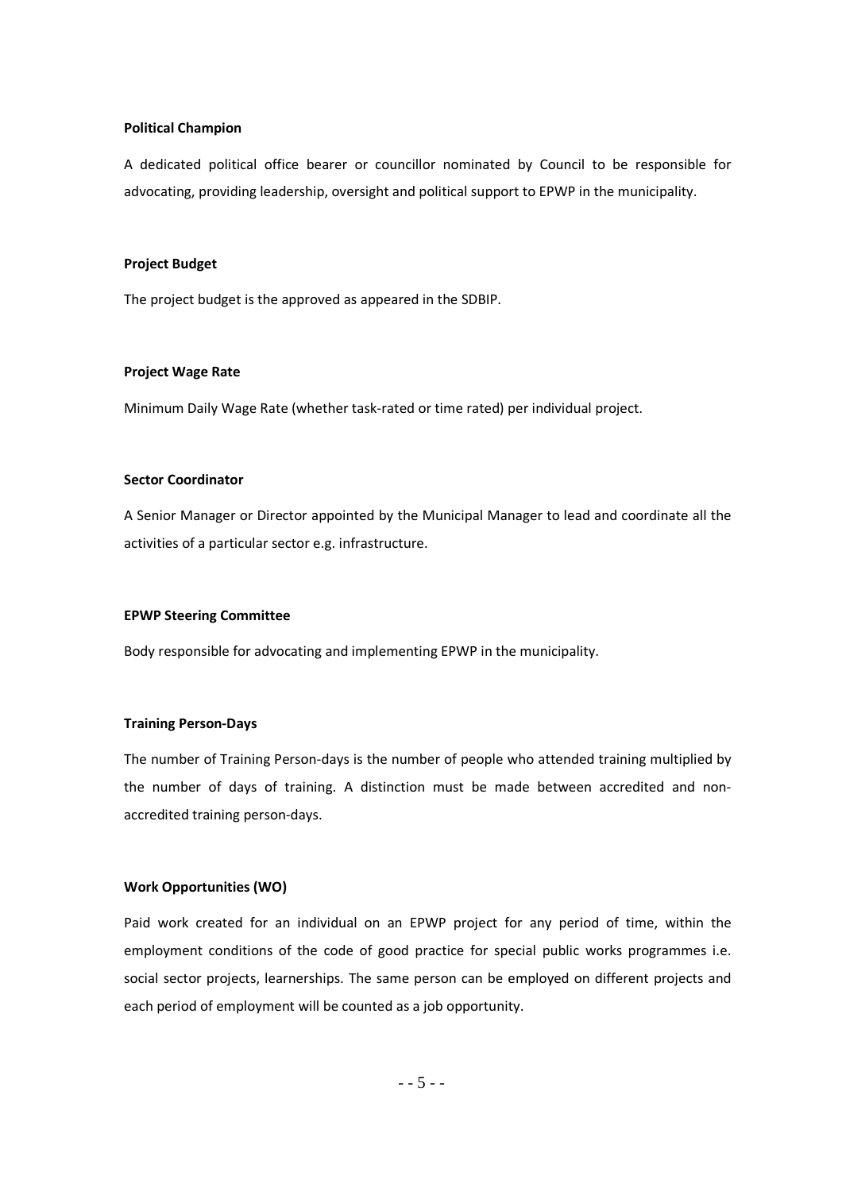**Political Champion**

A dedicated political office bearer or councillor nominated by Council to be responsible for advocating, providing leadership, oversight and political support to EPWP in the municipality.

**Project Budget**

The project budget is the approved as appeared in the SDBIP.

**Project Wage Rate**

Minimum Daily Wage Rate (whether task-rated or time rated) per individual project.

**Sector Coordinator**

A Senior Manager or Director appointed by the Municipal Manager to lead and coordinate all the activities of a particular sector e.g. infrastructure.

**EPWP Steering Committee**

Body responsible for advocating and implementing EPWP in the municipality.

**Training Person-Days**

The number of Training Person-days is the number of people who attended training multiplied by the number of days of training. A distinction must be made between accredited and non-accredited training person-days.

**Work Opportunities (WO)**

Paid work created for an individual on an EPWP project for any period of time, within the employment conditions of the code of good practice for special public works programmes i.e. social sector projects, learnerships. The same person can be employed on different projects and each period of employment will be counted as a job opportunity.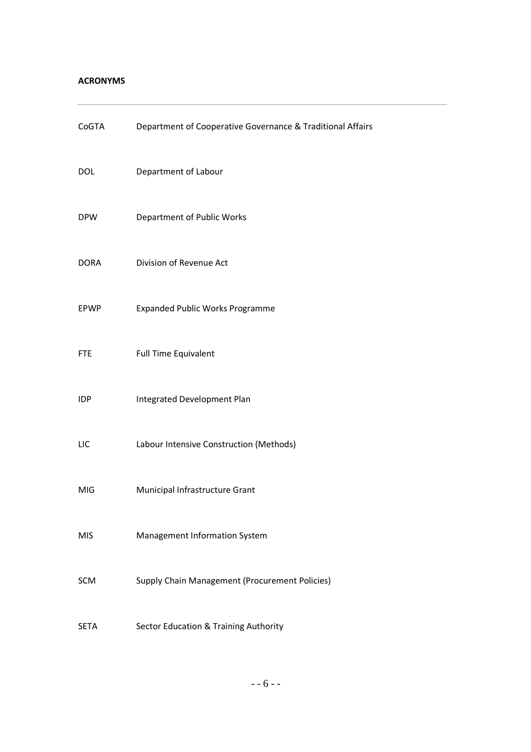**ACRONYMS**

---

| | |
|---|---|
| CoGTA | Department of Cooperative Governance & Traditional Affairs |
| DOL | Department of Labour |
| DPW | Department of Public Works |
| DORA | Division of Revenue Act |
| EPWP | Expanded Public Works Programme |
| FTE | Full Time Equivalent |
| IDP | Integrated Development Plan |
| LIC | Labour Intensive Construction (Methods) |
| MIG | Municipal Infrastructure Grant |
| MIS | Management Information System |
| SCM | Supply Chain Management (Procurement Policies) |
| SETA | Sector Education & Training Authority |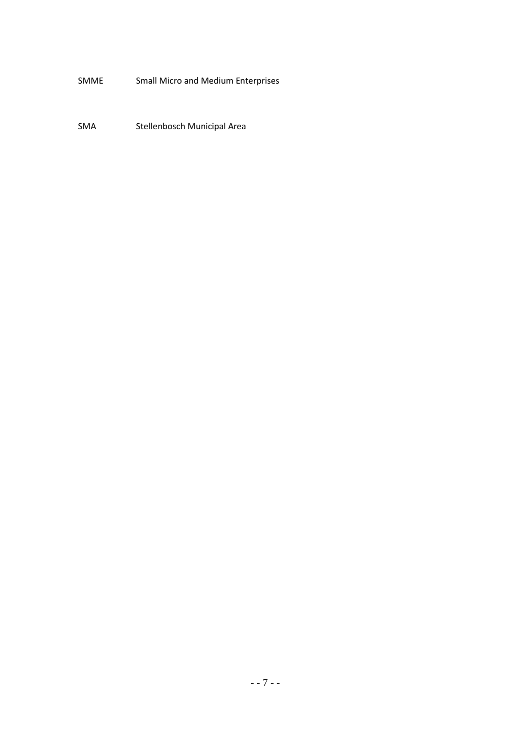| | |
|---|---|
| SMME | Small Micro and Medium Enterprises |
| SMA | Stellenbosch Municipal Area |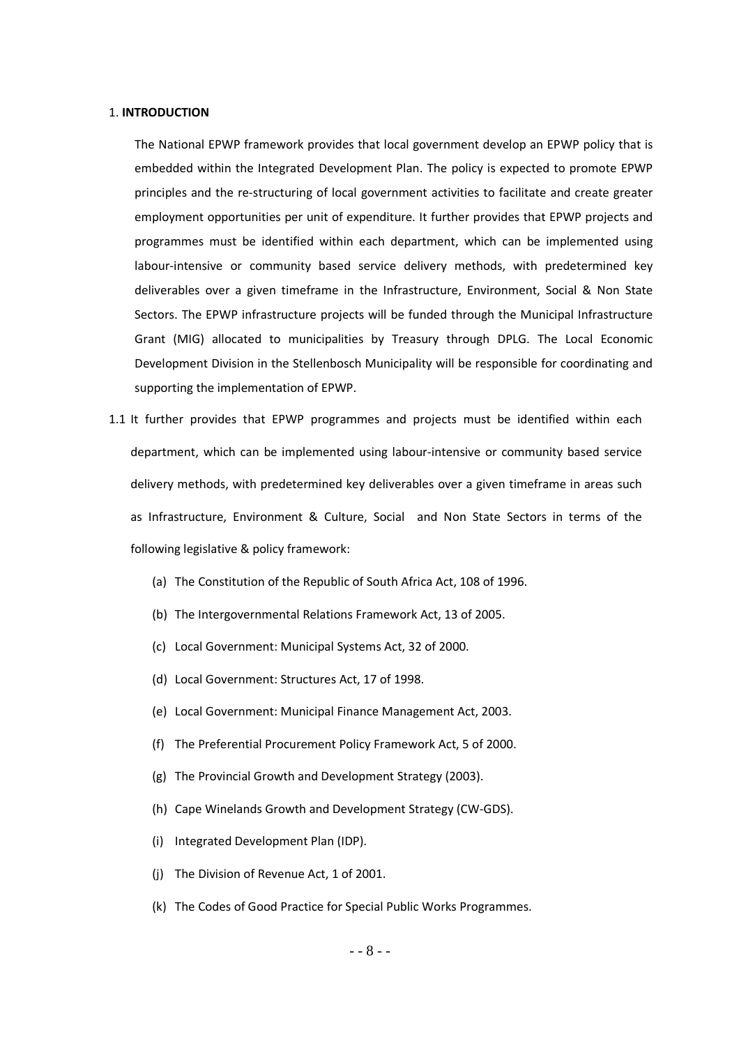## 1. INTRODUCTION

The National EPWP framework provides that local government develop an EPWP policy that is embedded within the Integrated Development Plan. The policy is expected to promote EPWP principles and the re-structuring of local government activities to facilitate and create greater employment opportunities per unit of expenditure. It further provides that EPWP projects and programmes must be identified within each department, which can be implemented using labour-intensive or community based service delivery methods, with predetermined key deliverables over a given timeframe in the Infrastructure, Environment, Social & Non State Sectors. The EPWP infrastructure projects will be funded through the Municipal Infrastructure Grant (MIG) allocated to municipalities by Treasury through DPLG. The Local Economic Development Division in the Stellenbosch Municipality will be responsible for coordinating and supporting the implementation of EPWP.

1.1 It further provides that EPWP programmes and projects must be identified within each department, which can be implemented using labour-intensive or community based service delivery methods, with predetermined key deliverables over a given timeframe in areas such as Infrastructure, Environment & Culture, Social and Non State Sectors in terms of the following legislative & policy framework:

(a) The Constitution of the Republic of South Africa Act, 108 of 1996.

(b) The Intergovernmental Relations Framework Act, 13 of 2005.

(c) Local Government: Municipal Systems Act, 32 of 2000.

(d) Local Government: Structures Act, 17 of 1998.

(e) Local Government: Municipal Finance Management Act, 2003.

(f) The Preferential Procurement Policy Framework Act, 5 of 2000.

(g) The Provincial Growth and Development Strategy (2003).

(h) Cape Winelands Growth and Development Strategy (CW-GDS).

(i) Integrated Development Plan (IDP).

(j) The Division of Revenue Act, 1 of 2001.

(k) The Codes of Good Practice for Special Public Works Programmes.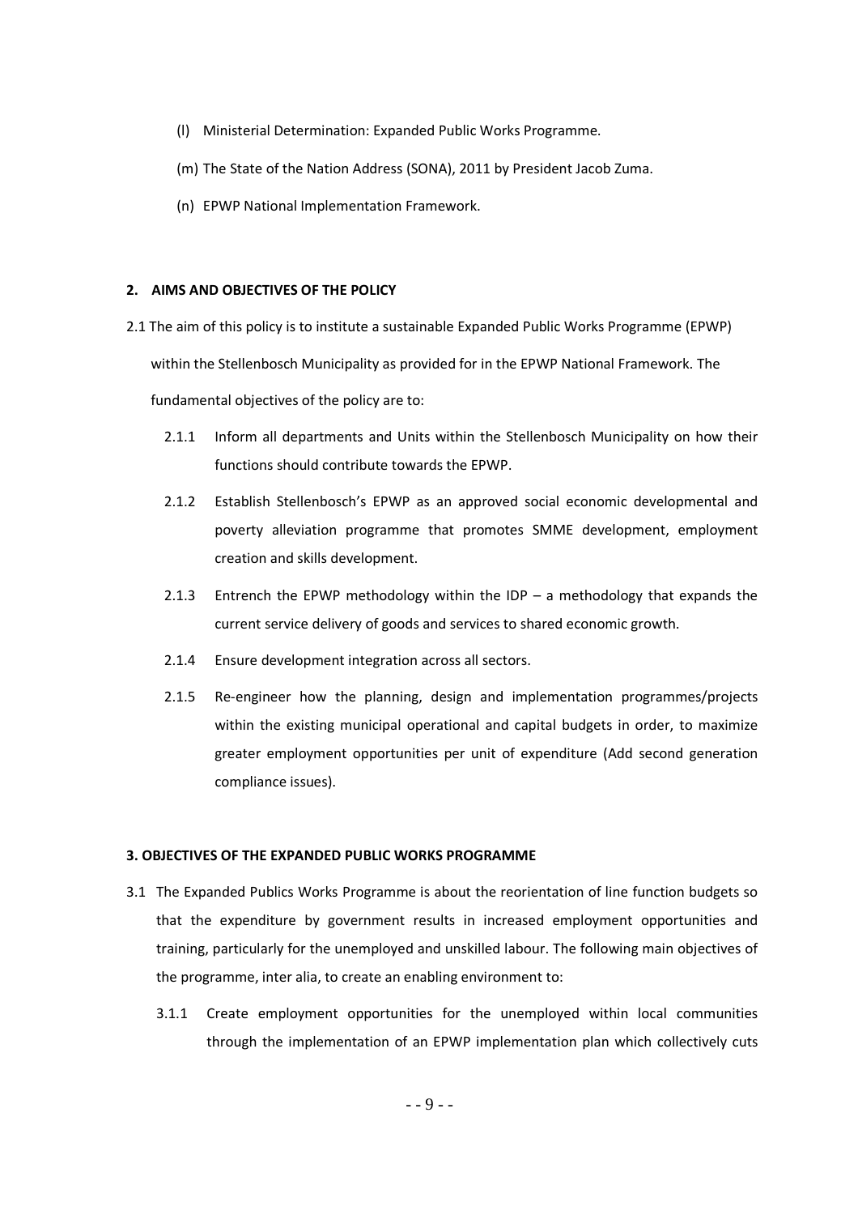(l) Ministerial Determination: Expanded Public Works Programme.

(m) The State of the Nation Address (SONA), 2011 by President Jacob Zuma.

(n) EPWP National Implementation Framework.

## 2. AIMS AND OBJECTIVES OF THE POLICY

2.1 The aim of this policy is to institute a sustainable Expanded Public Works Programme (EPWP) within the Stellenbosch Municipality as provided for in the EPWP National Framework. The fundamental objectives of the policy are to:

2.1.1 Inform all departments and Units within the Stellenbosch Municipality on how their functions should contribute towards the EPWP.

2.1.2 Establish Stellenbosch's EPWP as an approved social economic developmental and poverty alleviation programme that promotes SMME development, employment creation and skills development.

2.1.3 Entrench the EPWP methodology within the IDP – a methodology that expands the current service delivery of goods and services to shared economic growth.

2.1.4 Ensure development integration across all sectors.

2.1.5 Re-engineer how the planning, design and implementation programmes/projects within the existing municipal operational and capital budgets in order, to maximize greater employment opportunities per unit of expenditure (Add second generation compliance issues).

## 3. OBJECTIVES OF THE EXPANDED PUBLIC WORKS PROGRAMME

3.1 The Expanded Publics Works Programme is about the reorientation of line function budgets so that the expenditure by government results in increased employment opportunities and training, particularly for the unemployed and unskilled labour. The following main objectives of the programme, inter alia, to create an enabling environment to:

3.1.1 Create employment opportunities for the unemployed within local communities through the implementation of an EPWP implementation plan which collectively cuts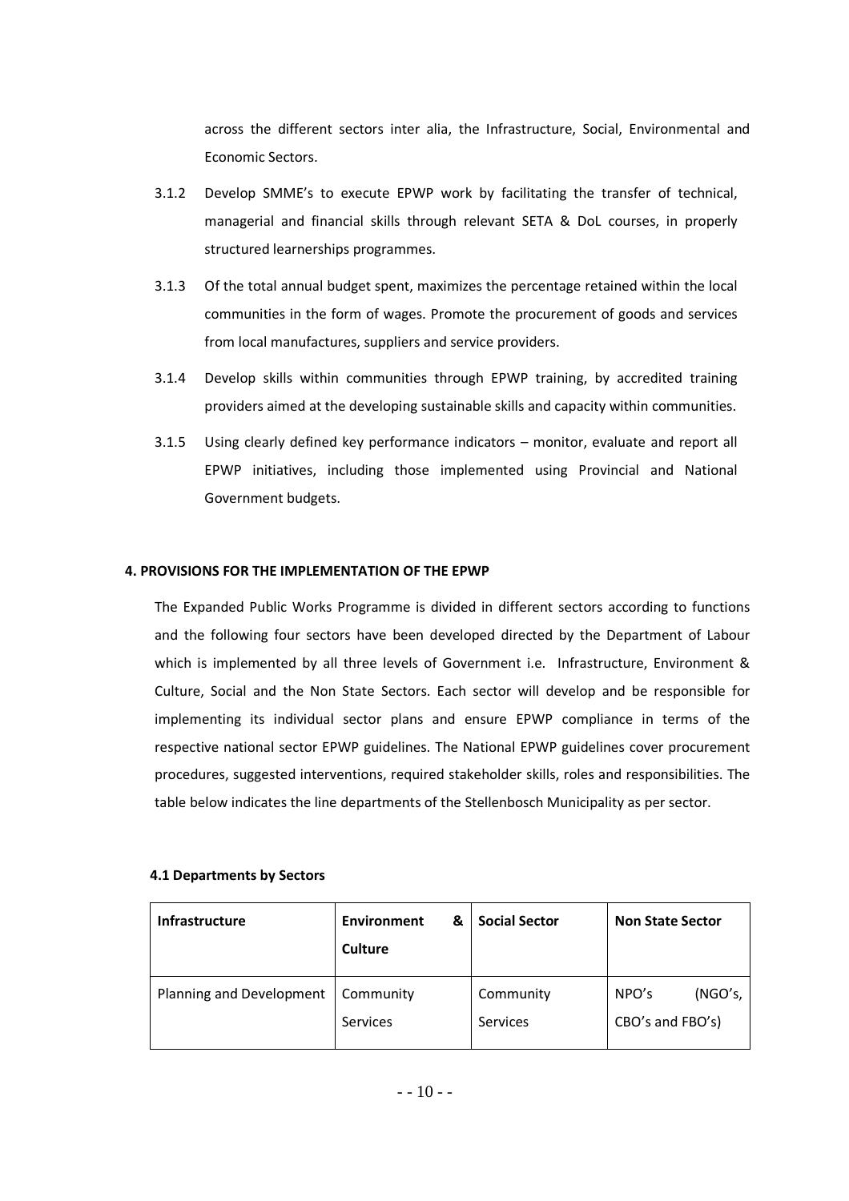across the different sectors inter alia, the Infrastructure, Social, Environmental and Economic Sectors.

3.1.2 Develop SMME's to execute EPWP work by facilitating the transfer of technical, managerial and financial skills through relevant SETA & DoL courses, in properly structured learnerships programmes.

3.1.3 Of the total annual budget spent, maximizes the percentage retained within the local communities in the form of wages. Promote the procurement of goods and services from local manufactures, suppliers and service providers.

3.1.4 Develop skills within communities through EPWP training, by accredited training providers aimed at the developing sustainable skills and capacity within communities.

3.1.5 Using clearly defined key performance indicators – monitor, evaluate and report all EPWP initiatives, including those implemented using Provincial and National Government budgets.

## 4. PROVISIONS FOR THE IMPLEMENTATION OF THE EPWP

The Expanded Public Works Programme is divided in different sectors according to functions and the following four sectors have been developed directed by the Department of Labour which is implemented by all three levels of Government i.e. Infrastructure, Environment & Culture, Social and the Non State Sectors. Each sector will develop and be responsible for implementing its individual sector plans and ensure EPWP compliance in terms of the respective national sector EPWP guidelines. The National EPWP guidelines cover procurement procedures, suggested interventions, required stakeholder skills, roles and responsibilities. The table below indicates the line departments of the Stellenbosch Municipality as per sector.

### 4.1 Departments by Sectors

| Infrastructure | Environment & Culture | Social Sector | Non State Sector |
|---|---|---|---|
| Planning and Development | Community Services | Community Services | NPO's (NGO's, CBO's and FBO's) |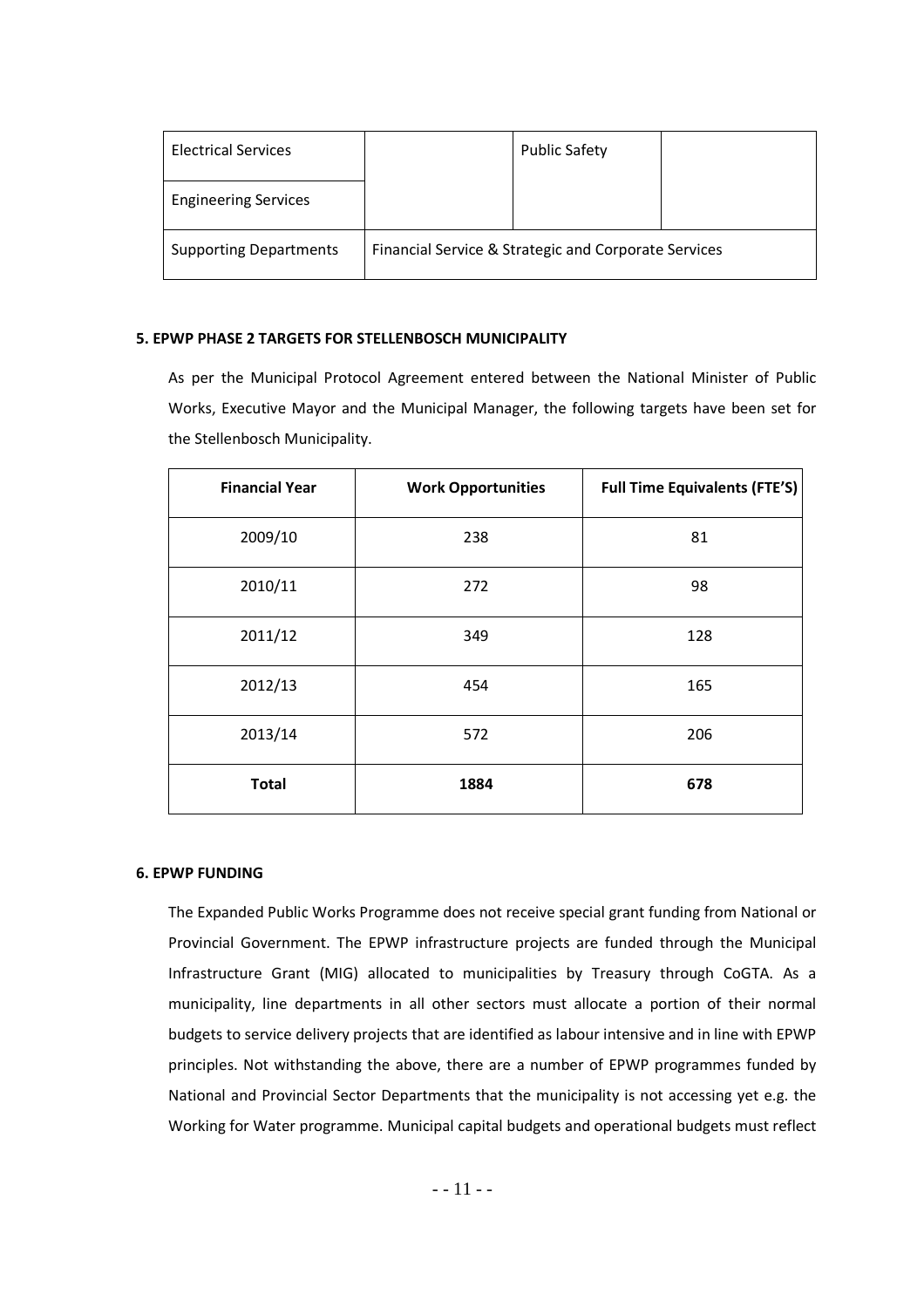| | | | |
|---|---|---|---|
| Electrical Services | | Public Safety | |
| Engineering Services | | | |
| Supporting Departments | Financial Service & Strategic and Corporate Services | | |

**5. EPWP PHASE 2 TARGETS FOR STELLENBOSCH MUNICIPALITY**

As per the Municipal Protocol Agreement entered between the National Minister of Public Works, Executive Mayor and the Municipal Manager, the following targets have been set for the Stellenbosch Municipality.

| Financial Year | Work Opportunities | Full Time Equivalents (FTE'S) |
|---|---|---|
| 2009/10 | 238 | 81 |
| 2010/11 | 272 | 98 |
| 2011/12 | 349 | 128 |
| 2012/13 | 454 | 165 |
| 2013/14 | 572 | 206 |
| **Total** | **1884** | **678** |

**6. EPWP FUNDING**

The Expanded Public Works Programme does not receive special grant funding from National or Provincial Government. The EPWP infrastructure projects are funded through the Municipal Infrastructure Grant (MIG) allocated to municipalities by Treasury through CoGTA. As a municipality, line departments in all other sectors must allocate a portion of their normal budgets to service delivery projects that are identified as labour intensive and in line with EPWP principles. Not withstanding the above, there are a number of EPWP programmes funded by National and Provincial Sector Departments that the municipality is not accessing yet e.g. the Working for Water programme. Municipal capital budgets and operational budgets must reflect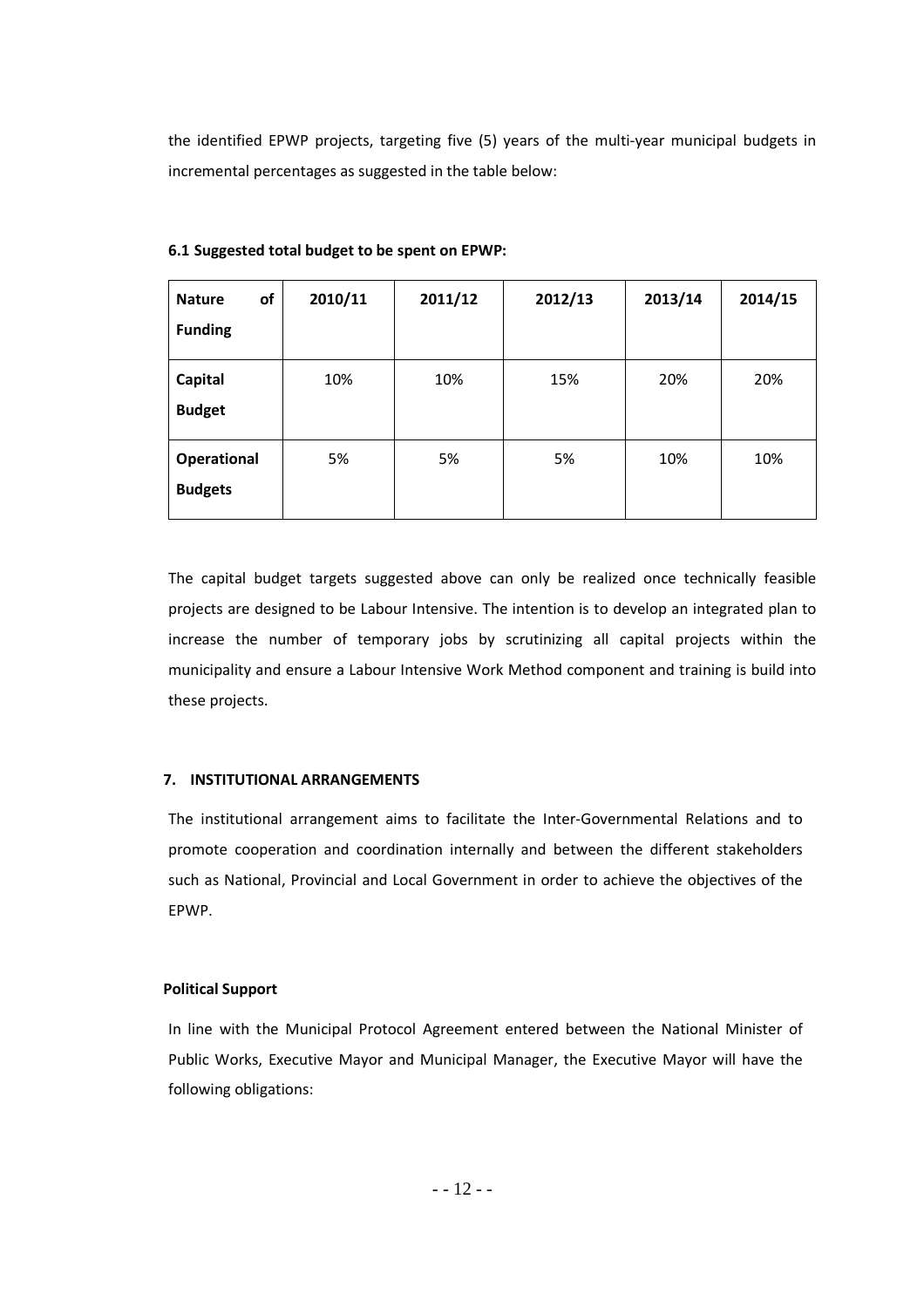the identified EPWP projects, targeting five (5) years of the multi-year municipal budgets in incremental percentages as suggested in the table below:

**6.1 Suggested total budget to be spent on EPWP:**

| Nature of Funding | 2010/11 | 2011/12 | 2012/13 | 2013/14 | 2014/15 |
|---|---|---|---|---|---|
| **Capital Budget** | 10% | 10% | 15% | 20% | 20% |
| **Operational Budgets** | 5% | 5% | 5% | 10% | 10% |

The capital budget targets suggested above can only be realized once technically feasible projects are designed to be Labour Intensive. The intention is to develop an integrated plan to increase the number of temporary jobs by scrutinizing all capital projects within the municipality and ensure a Labour Intensive Work Method component and training is build into these projects.

## 7. INSTITUTIONAL ARRANGEMENTS

The institutional arrangement aims to facilitate the Inter-Governmental Relations and to promote cooperation and coordination internally and between the different stakeholders such as National, Provincial and Local Government in order to achieve the objectives of the EPWP.

**Political Support**

In line with the Municipal Protocol Agreement entered between the National Minister of Public Works, Executive Mayor and Municipal Manager, the Executive Mayor will have the following obligations: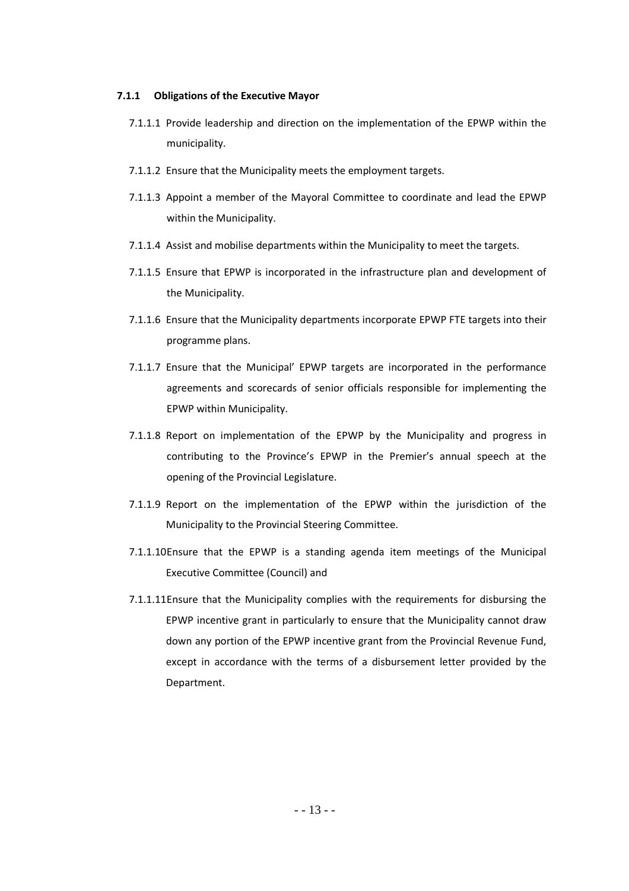#### 7.1.1 Obligations of the Executive Mayor

7.1.1.1 Provide leadership and direction on the implementation of the EPWP within the municipality.

7.1.1.2 Ensure that the Municipality meets the employment targets.

7.1.1.3 Appoint a member of the Mayoral Committee to coordinate and lead the EPWP within the Municipality.

7.1.1.4 Assist and mobilise departments within the Municipality to meet the targets.

7.1.1.5 Ensure that EPWP is incorporated in the infrastructure plan and development of the Municipality.

7.1.1.6 Ensure that the Municipality departments incorporate EPWP FTE targets into their programme plans.

7.1.1.7 Ensure that the Municipal' EPWP targets are incorporated in the performance agreements and scorecards of senior officials responsible for implementing the EPWP within Municipality.

7.1.1.8 Report on implementation of the EPWP by the Municipality and progress in contributing to the Province's EPWP in the Premier's annual speech at the opening of the Provincial Legislature.

7.1.1.9 Report on the implementation of the EPWP within the jurisdiction of the Municipality to the Provincial Steering Committee.

7.1.1.10 Ensure that the EPWP is a standing agenda item meetings of the Municipal Executive Committee (Council) and

7.1.1.11 Ensure that the Municipality complies with the requirements for disbursing the EPWP incentive grant in particularly to ensure that the Municipality cannot draw down any portion of the EPWP incentive grant from the Provincial Revenue Fund, except in accordance with the terms of a disbursement letter provided by the Department.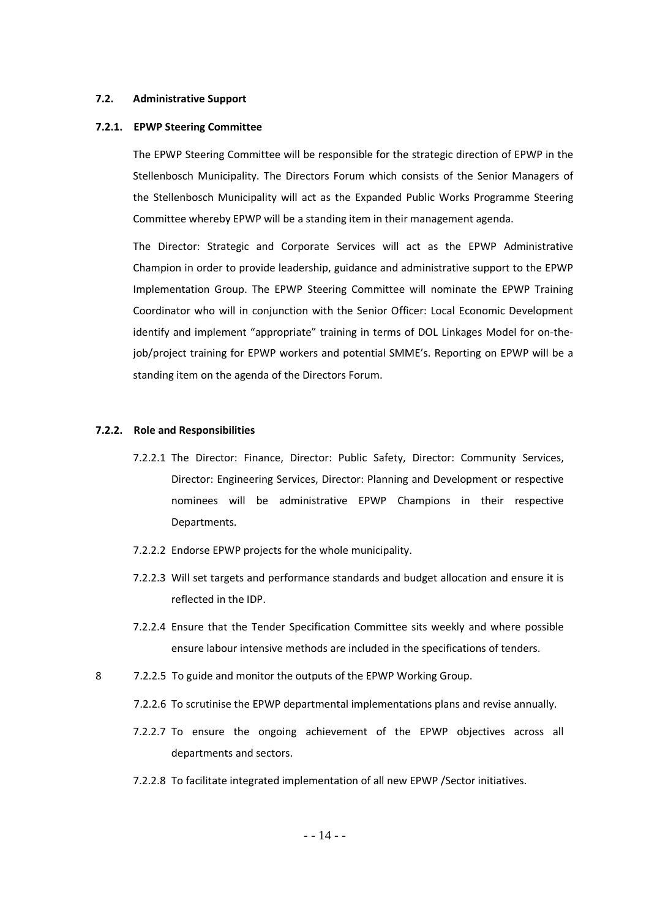### 7.2. Administrative Support

#### 7.2.1. EPWP Steering Committee

The EPWP Steering Committee will be responsible for the strategic direction of EPWP in the Stellenbosch Municipality. The Directors Forum which consists of the Senior Managers of the Stellenbosch Municipality will act as the Expanded Public Works Programme Steering Committee whereby EPWP will be a standing item in their management agenda.

The Director: Strategic and Corporate Services will act as the EPWP Administrative Champion in order to provide leadership, guidance and administrative support to the EPWP Implementation Group. The EPWP Steering Committee will nominate the EPWP Training Coordinator who will in conjunction with the Senior Officer: Local Economic Development identify and implement "appropriate" training in terms of DOL Linkages Model for on-the-job/project training for EPWP workers and potential SMME's. Reporting on EPWP will be a standing item on the agenda of the Directors Forum.

#### 7.2.2. Role and Responsibilities

7.2.2.1 The Director: Finance, Director: Public Safety, Director: Community Services, Director: Engineering Services, Director: Planning and Development or respective nominees will be administrative EPWP Champions in their respective Departments.

7.2.2.2 Endorse EPWP projects for the whole municipality.

7.2.2.3 Will set targets and performance standards and budget allocation and ensure it is reflected in the IDP.

7.2.2.4 Ensure that the Tender Specification Committee sits weekly and where possible ensure labour intensive methods are included in the specifications of tenders.

8 7.2.2.5 To guide and monitor the outputs of the EPWP Working Group.

7.2.2.6 To scrutinise the EPWP departmental implementations plans and revise annually.

7.2.2.7 To ensure the ongoing achievement of the EPWP objectives across all departments and sectors.

7.2.2.8 To facilitate integrated implementation of all new EPWP /Sector initiatives.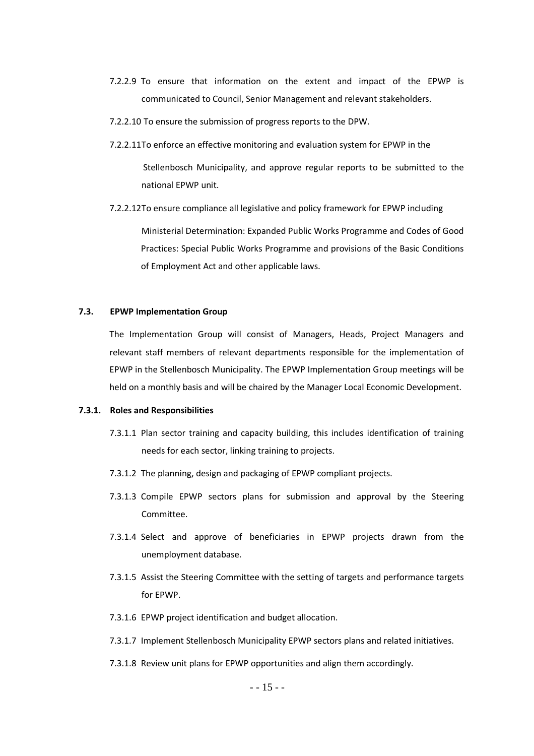7.2.2.9 To ensure that information on the extent and impact of the EPWP is communicated to Council, Senior Management and relevant stakeholders.

7.2.2.10 To ensure the submission of progress reports to the DPW.

7.2.2.11To enforce an effective monitoring and evaluation system for EPWP in the Stellenbosch Municipality, and approve regular reports to be submitted to the national EPWP unit.

7.2.2.12To ensure compliance all legislative and policy framework for EPWP including Ministerial Determination: Expanded Public Works Programme and Codes of Good Practices: Special Public Works Programme and provisions of the Basic Conditions of Employment Act and other applicable laws.

### 7.3. EPWP Implementation Group

The Implementation Group will consist of Managers, Heads, Project Managers and relevant staff members of relevant departments responsible for the implementation of EPWP in the Stellenbosch Municipality. The EPWP Implementation Group meetings will be held on a monthly basis and will be chaired by the Manager Local Economic Development.

#### 7.3.1. Roles and Responsibilities

7.3.1.1 Plan sector training and capacity building, this includes identification of training needs for each sector, linking training to projects.

7.3.1.2 The planning, design and packaging of EPWP compliant projects.

7.3.1.3 Compile EPWP sectors plans for submission and approval by the Steering Committee.

7.3.1.4 Select and approve of beneficiaries in EPWP projects drawn from the unemployment database.

7.3.1.5 Assist the Steering Committee with the setting of targets and performance targets for EPWP.

7.3.1.6 EPWP project identification and budget allocation.

7.3.1.7 Implement Stellenbosch Municipality EPWP sectors plans and related initiatives.

7.3.1.8 Review unit plans for EPWP opportunities and align them accordingly.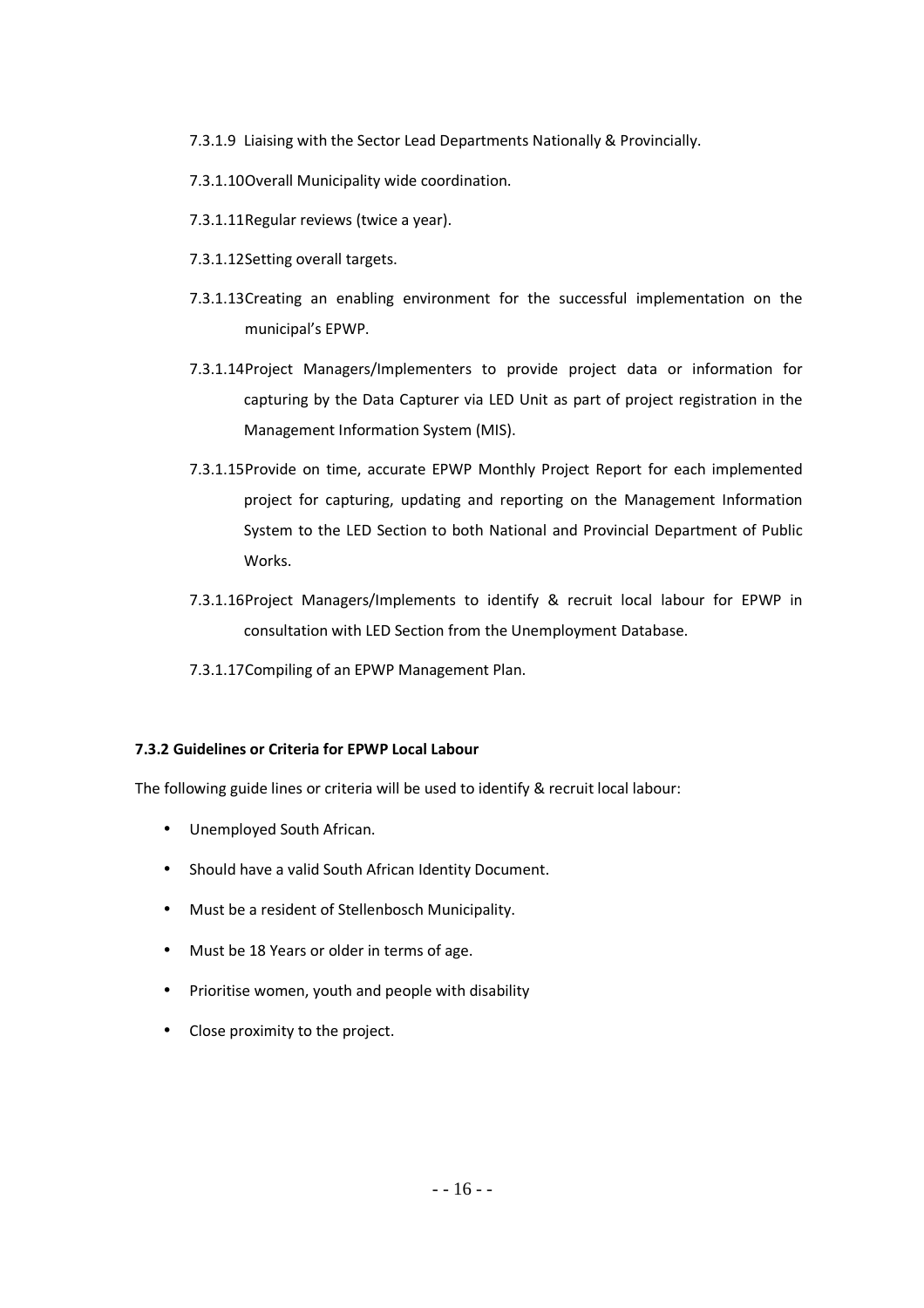7.3.1.9 Liaising with the Sector Lead Departments Nationally & Provincially.

7.3.1.10 Overall Municipality wide coordination.

7.3.1.11 Regular reviews (twice a year).

7.3.1.12 Setting overall targets.

7.3.1.13 Creating an enabling environment for the successful implementation on the municipal's EPWP.

7.3.1.14 Project Managers/Implementers to provide project data or information for capturing by the Data Capturer via LED Unit as part of project registration in the Management Information System (MIS).

7.3.1.15 Provide on time, accurate EPWP Monthly Project Report for each implemented project for capturing, updating and reporting on the Management Information System to the LED Section to both National and Provincial Department of Public Works.

7.3.1.16 Project Managers/Implements to identify & recruit local labour for EPWP in consultation with LED Section from the Unemployment Database.

7.3.1.17 Compiling of an EPWP Management Plan.

#### 7.3.2 Guidelines or Criteria for EPWP Local Labour

The following guide lines or criteria will be used to identify & recruit local labour:

- Unemployed South African.
- Should have a valid South African Identity Document.
- Must be a resident of Stellenbosch Municipality.
- Must be 18 Years or older in terms of age.
- Prioritise women, youth and people with disability
- Close proximity to the project.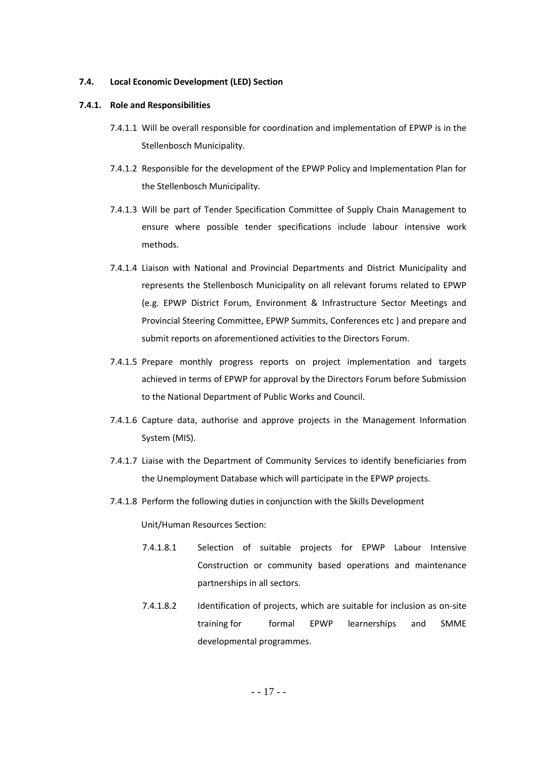#### 7.4. Local Economic Development (LED) Section

##### 7.4.1. Role and Responsibilities

7.4.1.1 Will be overall responsible for coordination and implementation of EPWP is in the Stellenbosch Municipality.

7.4.1.2 Responsible for the development of the EPWP Policy and Implementation Plan for the Stellenbosch Municipality.

7.4.1.3 Will be part of Tender Specification Committee of Supply Chain Management to ensure where possible tender specifications include labour intensive work methods.

7.4.1.4 Liaison with National and Provincial Departments and District Municipality and represents the Stellenbosch Municipality on all relevant forums related to EPWP (e.g. EPWP District Forum, Environment & Infrastructure Sector Meetings and Provincial Steering Committee, EPWP Summits, Conferences etc ) and prepare and submit reports on aforementioned activities to the Directors Forum.

7.4.1.5 Prepare monthly progress reports on project implementation and targets achieved in terms of EPWP for approval by the Directors Forum before Submission to the National Department of Public Works and Council.

7.4.1.6 Capture data, authorise and approve projects in the Management Information System (MIS).

7.4.1.7 Liaise with the Department of Community Services to identify beneficiaries from the Unemployment Database which will participate in the EPWP projects.

7.4.1.8 Perform the following duties in conjunction with the Skills Development Unit/Human Resources Section:

7.4.1.8.1 Selection of suitable projects for EPWP Labour Intensive Construction or community based operations and maintenance partnerships in all sectors.

7.4.1.8.2 Identification of projects, which are suitable for inclusion as on-site training for formal EPWP learnerships and SMME developmental programmes.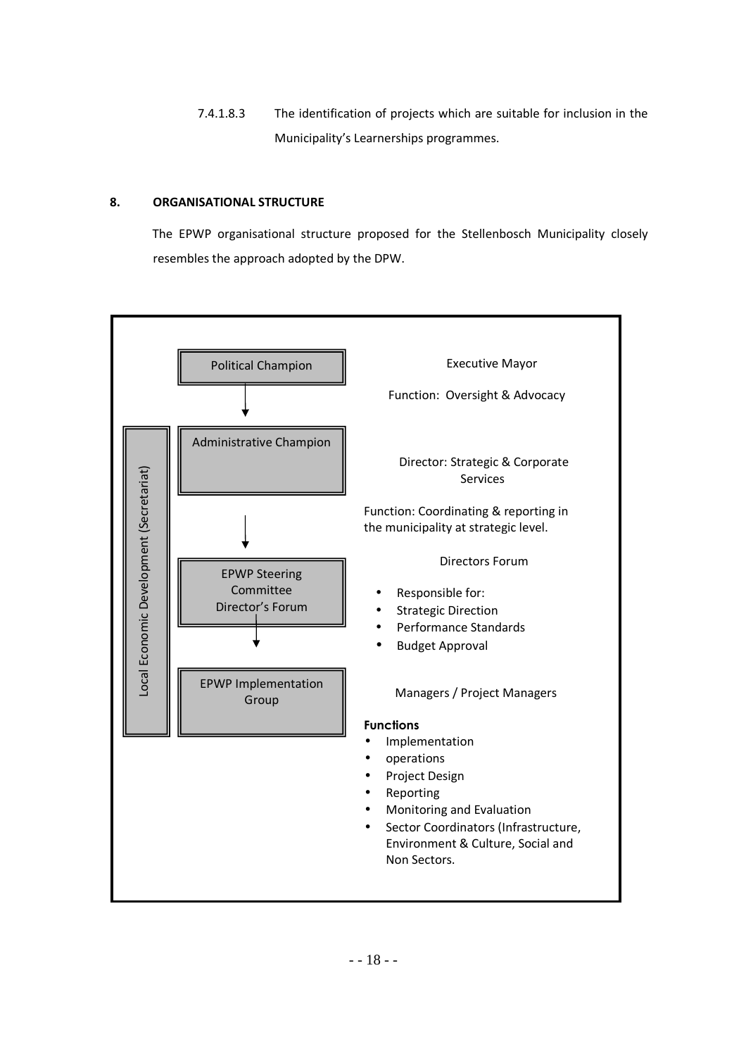7.4.1.8.3 The identification of projects which are suitable for inclusion in the Municipality's Learnerships programmes.

## 8. ORGANISATIONAL STRUCTURE

The EPWP organisational structure proposed for the Stellenbosch Municipality closely resembles the approach adopted by the DPW.

Political Champion

Executive Mayor

Function: Oversight & Advocacy

Administrative Champion

Director: Strategic & Corporate Services

Function: Coordinating & reporting in the municipality at strategic level.

EPWP Steering Committee Director's Forum

Directors Forum

- Responsible for:
- Strategic Direction
- Performance Standards
- Budget Approval

EPWP Implementation Group

Managers / Project Managers

**Functions**

- Implementation
- operations
- Project Design
- Reporting
- Monitoring and Evaluation
- Sector Coordinators (Infrastructure, Environment & Culture, Social and Non Sectors.

Local Economic Development (Secretariat)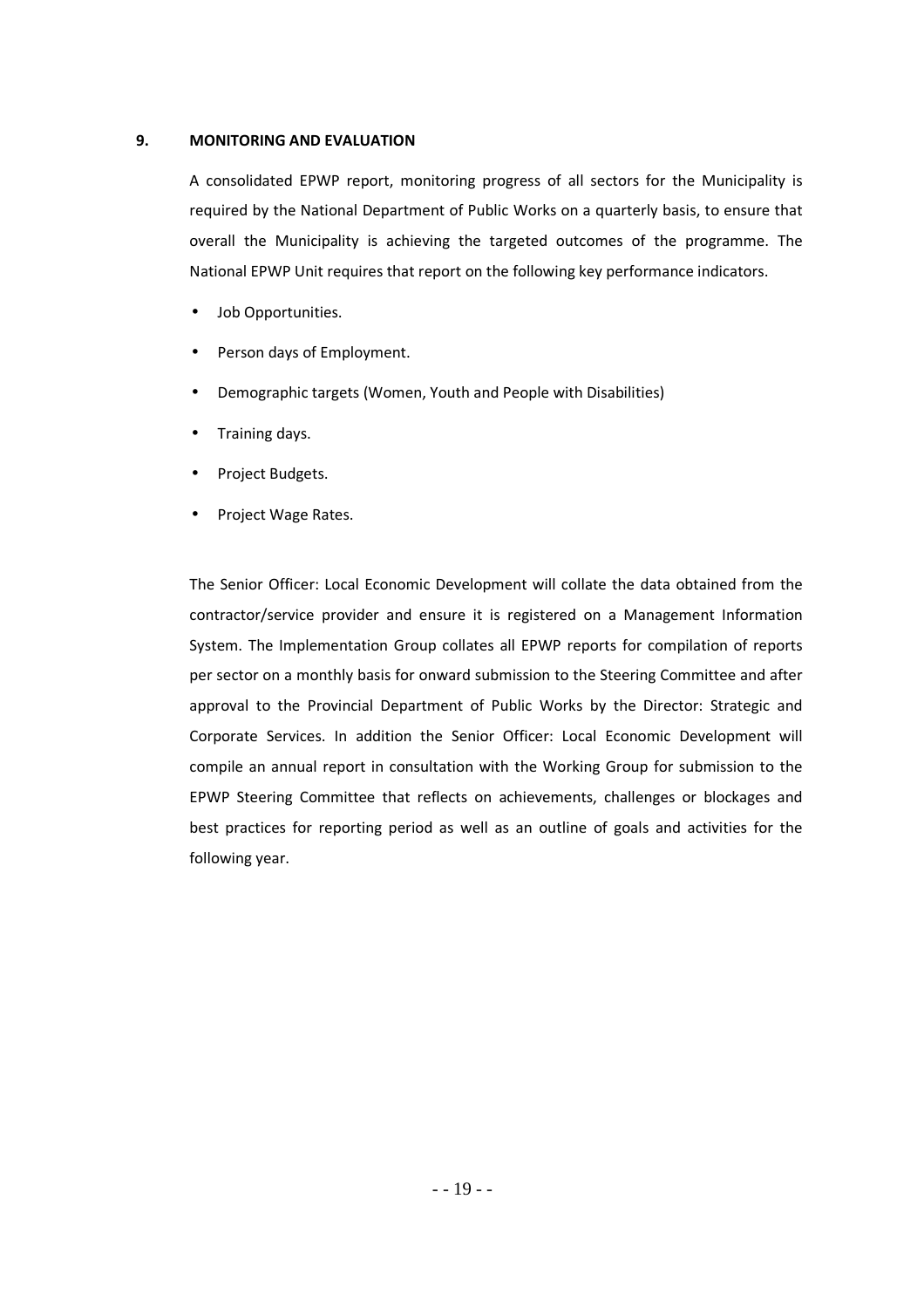## 9. MONITORING AND EVALUATION

A consolidated EPWP report, monitoring progress of all sectors for the Municipality is required by the National Department of Public Works on a quarterly basis, to ensure that overall the Municipality is achieving the targeted outcomes of the programme. The National EPWP Unit requires that report on the following key performance indicators.

- Job Opportunities.
- Person days of Employment.
- Demographic targets (Women, Youth and People with Disabilities)
- Training days.
- Project Budgets.
- Project Wage Rates.

The Senior Officer: Local Economic Development will collate the data obtained from the contractor/service provider and ensure it is registered on a Management Information System. The Implementation Group collates all EPWP reports for compilation of reports per sector on a monthly basis for onward submission to the Steering Committee and after approval to the Provincial Department of Public Works by the Director: Strategic and Corporate Services. In addition the Senior Officer: Local Economic Development will compile an annual report in consultation with the Working Group for submission to the EPWP Steering Committee that reflects on achievements, challenges or blockages and best practices for reporting period as well as an outline of goals and activities for the following year.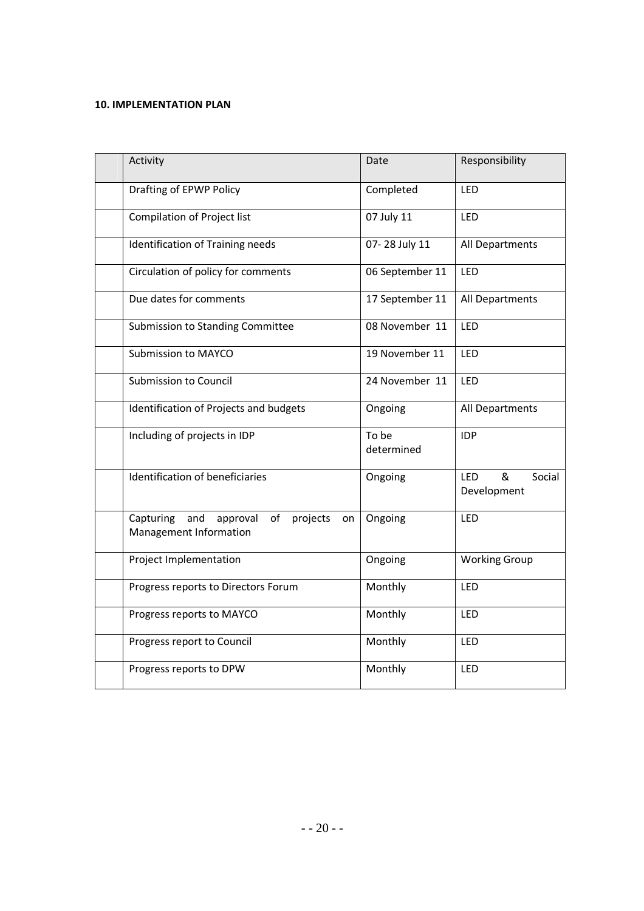**10. IMPLEMENTATION PLAN**

| | Activity | Date | Responsibility |
|---|---|---|---|
| | Drafting of EPWP Policy | Completed | LED |
| | Compilation of Project list | 07 July 11 | LED |
| | Identification of Training needs | 07- 28 July 11 | All Departments |
| | Circulation of policy for comments | 06 September 11 | LED |
| | Due dates for comments | 17 September 11 | All Departments |
| | Submission to Standing Committee | 08 November 11 | LED |
| | Submission to MAYCO | 19 November 11 | LED |
| | Submission to Council | 24 November 11 | LED |
| | Identification of Projects and budgets | Ongoing | All Departments |
| | Including of projects in IDP | To be determined | IDP |
| | Identification of beneficiaries | Ongoing | LED & Social Development |
| | Capturing and approval of projects on Management Information | Ongoing | LED |
| | Project Implementation | Ongoing | Working Group |
| | Progress reports to Directors Forum | Monthly | LED |
| | Progress reports to MAYCO | Monthly | LED |
| | Progress report to Council | Monthly | LED |
| | Progress reports to DPW | Monthly | LED |